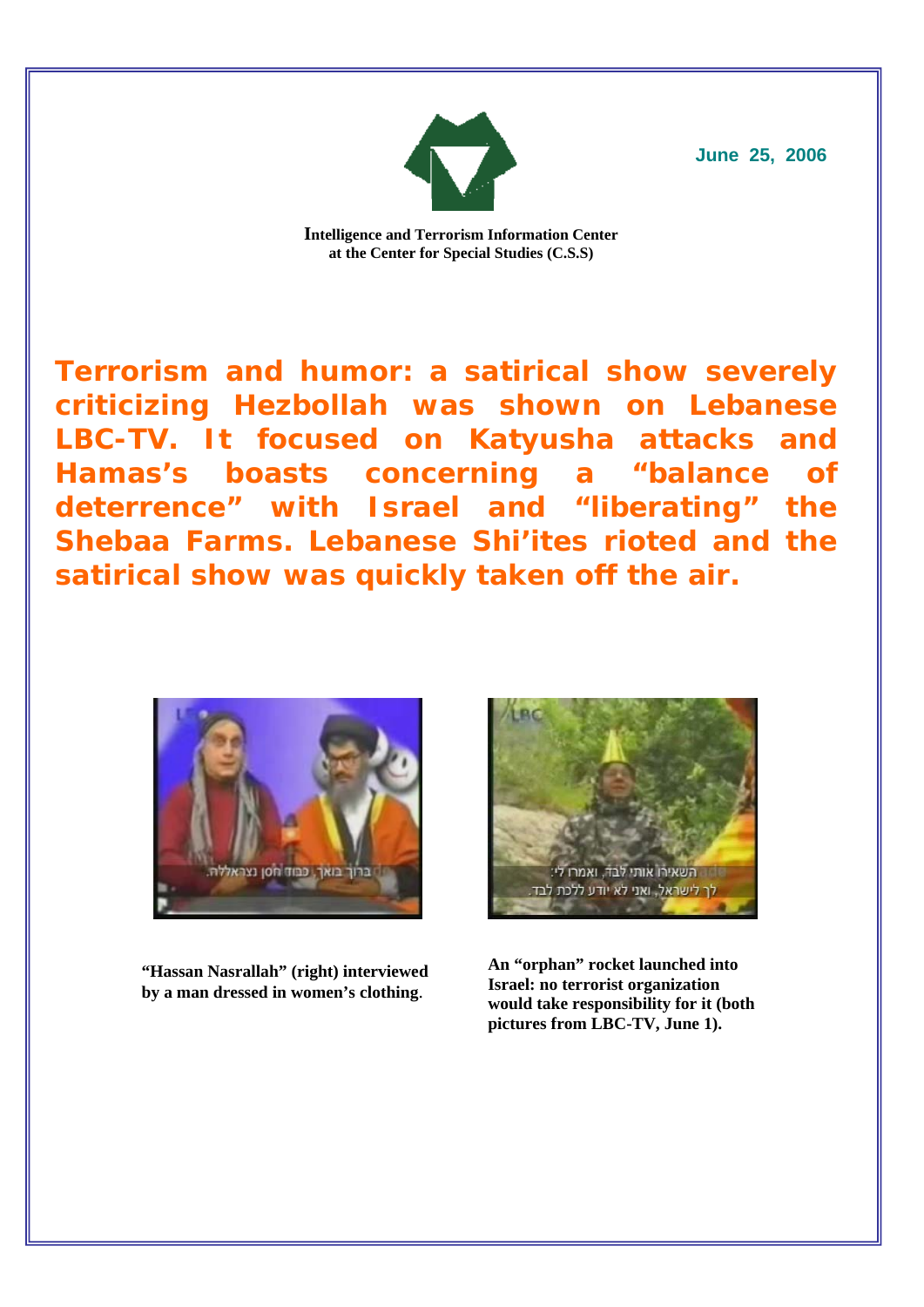June 25, 2006

**Intelligence and Terrorism Information Center at the Center for Special Studies (C.S.S)**

# Terrorism and humor: a satirical show severely criticizing Hezbollah was shown on Lebanese LBC-TV. It focused on Katyusha attacks and Hamas's boasts concerning a "balance of deterrence" with Israel and "liberating" the Shebaa Farms. Lebanese Shi'ites rioted and the satirical show was quickly taken off the air.

**"Hassan Nasrallah" (right) interviewed by a man dressed in women's clothing.**

**An "orphan" rocket launched into Israel: no terrorist organization would take responsibility for it (both pictures from LBC-TV, June 1).**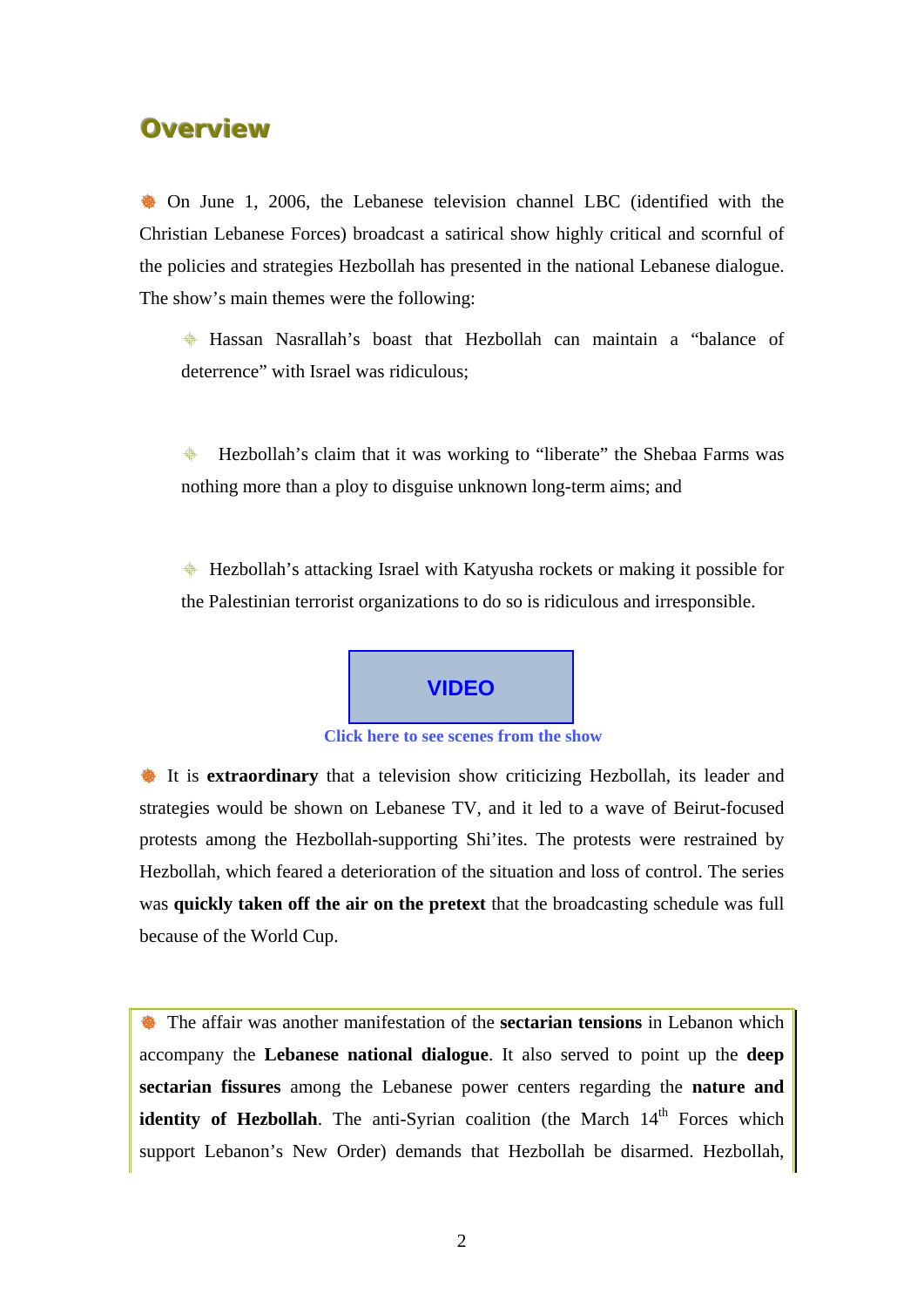## Overview

- On June 1, 2006, the Lebanese television channel LBC (identified with the Christian Lebanese Forces) broadcast a satirical show highly critical and scornful of the policies and strategies Hezbollah has presented in the national Lebanese dialogue. The show's main themes were the following:

  - Hassan Nasrallah's boast that Hezbollah can maintain a "balance of deterrence" with Israel was ridiculous;

  - Hezbollah's claim that it was working to "liberate" the Shebaa Farms was nothing more than a ploy to disguise unknown long-term aims; and

  - Hezbollah's attacking Israel with Katyusha rockets or making it possible for the Palestinian terrorist organizations to do so is ridiculous and irresponsible.

**VIDEO**

**Click here to see scenes from the show**

- It is **extraordinary** that a television show criticizing Hezbollah, its leader and strategies would be shown on Lebanese TV, and it led to a wave of Beirut-focused protests among the Hezbollah-supporting Shi'ites. The protests were restrained by Hezbollah, which feared a deterioration of the situation and loss of control. The series was **quickly taken off the air on the pretext** that the broadcasting schedule was full because of the World Cup.

- The affair was another manifestation of the **sectarian tensions** in Lebanon which accompany the **Lebanese national dialogue**. It also served to point up the **deep sectarian fissures** among the Lebanese power centers regarding the **nature and identity of Hezbollah**. The anti-Syrian coalition (the March 14th Forces which support Lebanon's New Order) demands that Hezbollah be disarmed. Hezbollah,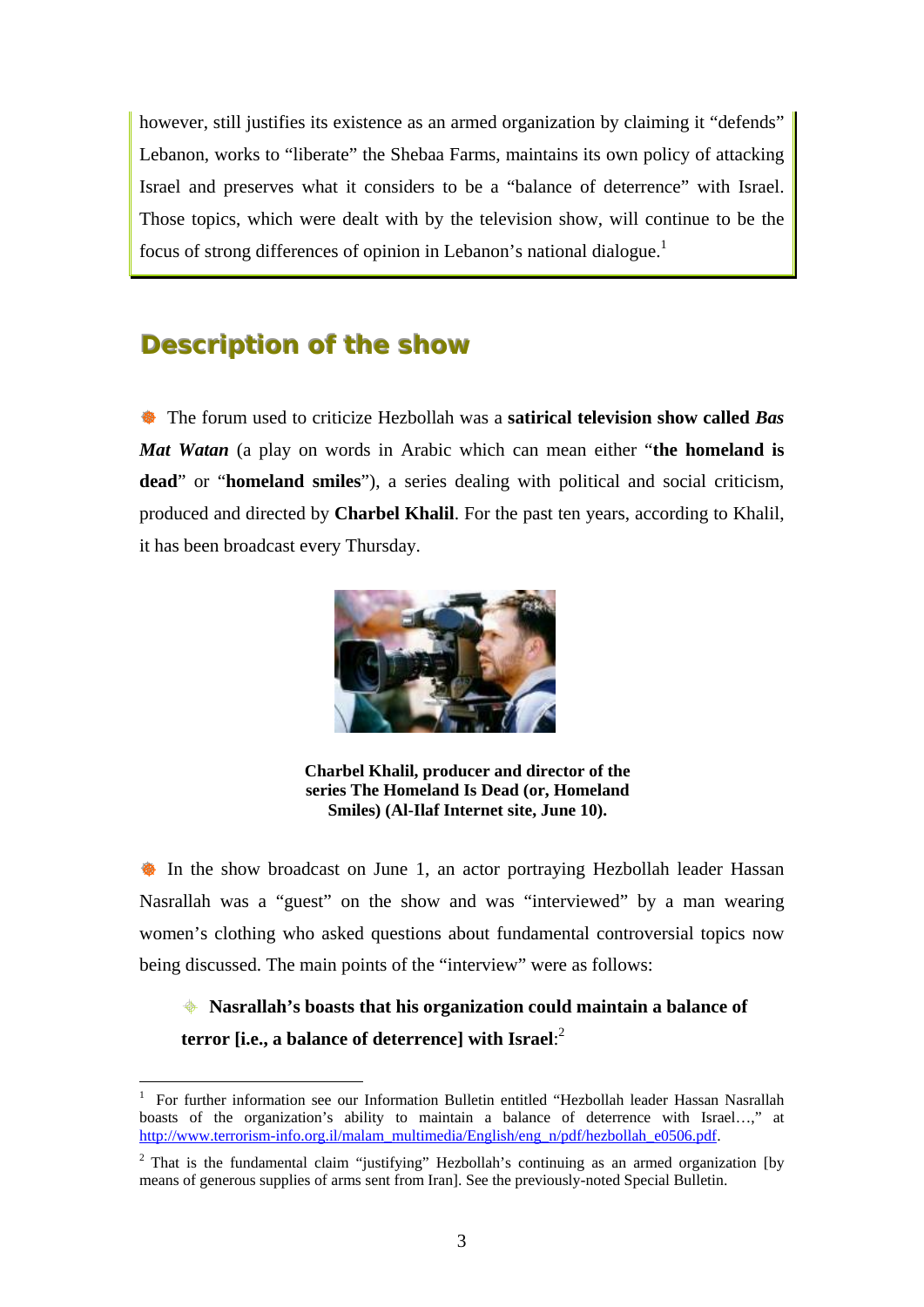however, still justifies its existence as an armed organization by claiming it "defends" Lebanon, works to "liberate" the Shebaa Farms, maintains its own policy of attacking Israel and preserves what it considers to be a "balance of deterrence" with Israel. Those topics, which were dealt with by the television show, will continue to be the focus of strong differences of opinion in Lebanon's national dialogue.[1]

## Description of the show

- The forum used to criticize Hezbollah was a **satirical television show called *Bas Mat Watan*** (a play on words in Arabic which can mean either "**the homeland is dead**" or "**homeland smiles**"), a series dealing with political and social criticism, produced and directed by **Charbel Khalil**. For the past ten years, according to Khalil, it has been broadcast every Thursday.

**Charbel Khalil, producer and director of the series The Homeland Is Dead (or, Homeland Smiles) (Al-Ilaf Internet site, June 10).**

- In the show broadcast on June 1, an actor portraying Hezbollah leader Hassan Nasrallah was a "guest" on the show and was "interviewed" by a man wearing women's clothing who asked questions about fundamental controversial topics now being discussed. The main points of the "interview" were as follows:

  - **Nasrallah's boasts that his organization could maintain a balance of terror [i.e., a balance of deterrence] with Israel**:[2]

---

[1] For further information see our Information Bulletin entitled "Hezbollah leader Hassan Nasrallah boasts of the organization's ability to maintain a balance of deterrence with Israel…," at http://www.terrorism-info.org.il/malam_multimedia/English/eng_n/pdf/hezbollah_e0506.pdf.

[2] That is the fundamental claim "justifying" Hezbollah's continuing as an armed organization [by means of generous supplies of arms sent from Iran]. See the previously-noted Special Bulletin.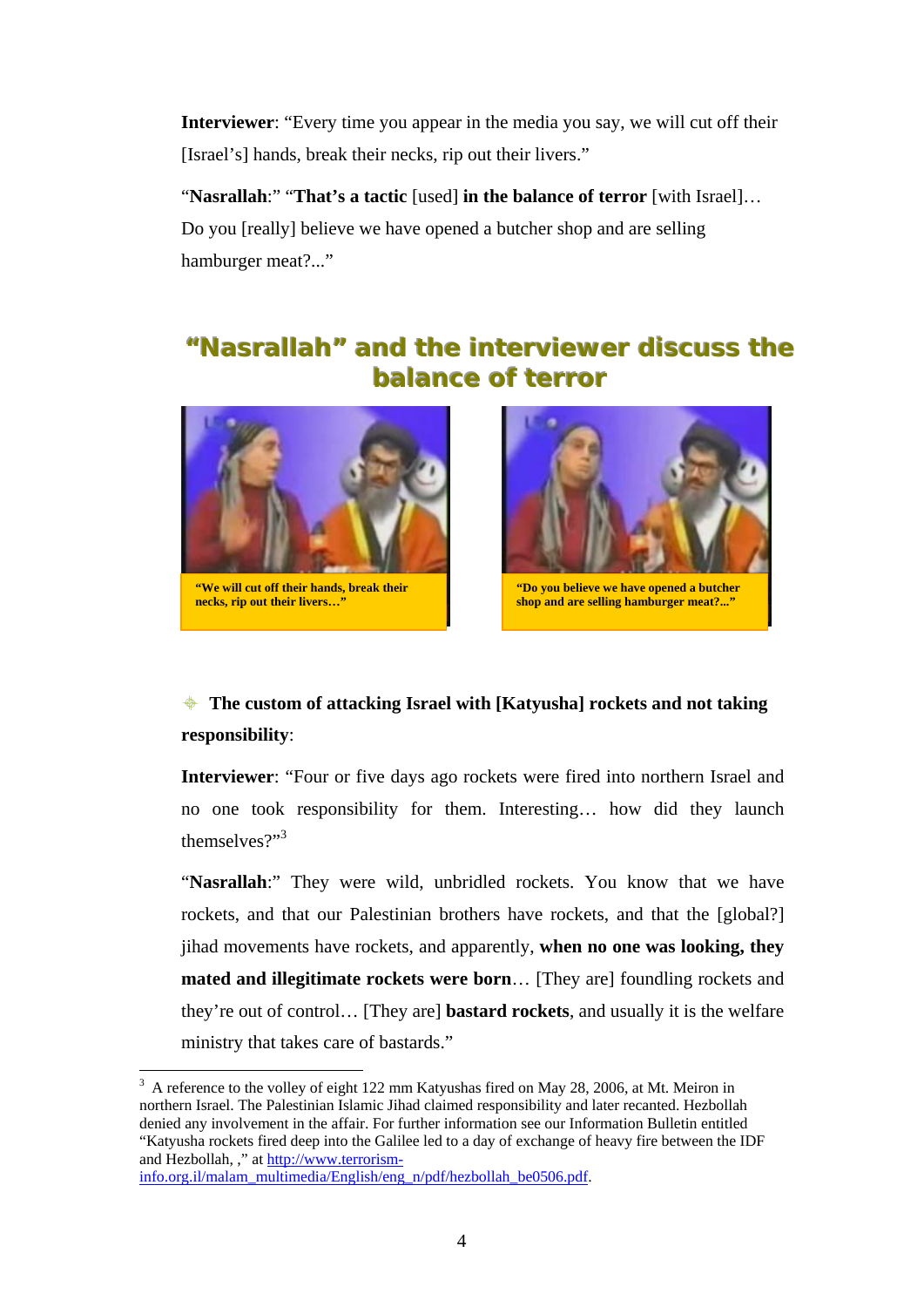**Interviewer**: "Every time you appear in the media you say, we will cut off their [Israel's] hands, break their necks, rip out their livers."

"**Nasrallah**:" "**That's a tactic** [used] **in the balance of terror** [with Israel]… Do you [really] believe we have opened a butcher shop and are selling hamburger meat?..."

## "Nasrallah" and the interviewer discuss the balance of terror

"We will cut off their hands, break their necks, rip out their livers…"

"Do you believe we have opened a butcher shop and are selling hamburger meat?..."

**The custom of attacking Israel with [Katyusha] rockets and not taking responsibility**:

**Interviewer**: "Four or five days ago rockets were fired into northern Israel and no one took responsibility for them. Interesting… how did they launch themselves?"[3]

"**Nasrallah**:" They were wild, unbridled rockets. You know that we have rockets, and that our Palestinian brothers have rockets, and that the [global?] jihad movements have rockets, and apparently, **when no one was looking, they mated and illegitimate rockets were born**… [They are] foundling rockets and they're out of control… [They are] **bastard rockets**, and usually it is the welfare ministry that takes care of bastards."

---

[3] A reference to the volley of eight 122 mm Katyushas fired on May 28, 2006, at Mt. Meiron in northern Israel. The Palestinian Islamic Jihad claimed responsibility and later recanted. Hezbollah denied any involvement in the affair. For further information see our Information Bulletin entitled "Katyusha rockets fired deep into the Galilee led to a day of exchange of heavy fire between the IDF and Hezbollah, ," at http://www.terrorism-info.org.il/malam_multimedia/English/eng_n/pdf/hezbollah_be0506.pdf.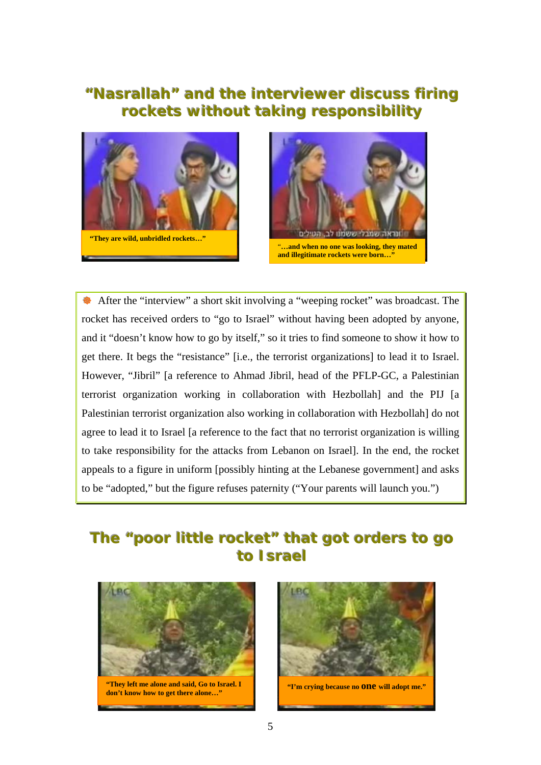## "Nasrallah" and the interviewer discuss firing rockets without taking responsibility

"They are wild, unbridled rockets…"

"…and when no one was looking, they mated and illegitimate rockets were born…"

After the "interview" a short skit involving a "weeping rocket" was broadcast. The rocket has received orders to "go to Israel" without having been adopted by anyone, and it "doesn't know how to go by itself," so it tries to find someone to show it how to get there. It begs the "resistance" [i.e., the terrorist organizations] to lead it to Israel. However, "Jibril" [a reference to Ahmad Jibril, head of the PFLP-GC, a Palestinian terrorist organization working in collaboration with Hezbollah] and the PIJ [a Palestinian terrorist organization also working in collaboration with Hezbollah] do not agree to lead it to Israel [a reference to the fact that no terrorist organization is willing to take responsibility for the attacks from Lebanon on Israel]. In the end, the rocket appeals to a figure in uniform [possibly hinting at the Lebanese government] and asks to be "adopted," but the figure refuses paternity ("Your parents will launch you.")

## The "poor little rocket" that got orders to go to Israel

"They left me alone and said, Go to Israel. I don't know how to get there alone…"

"I'm crying because no **one** will adopt me."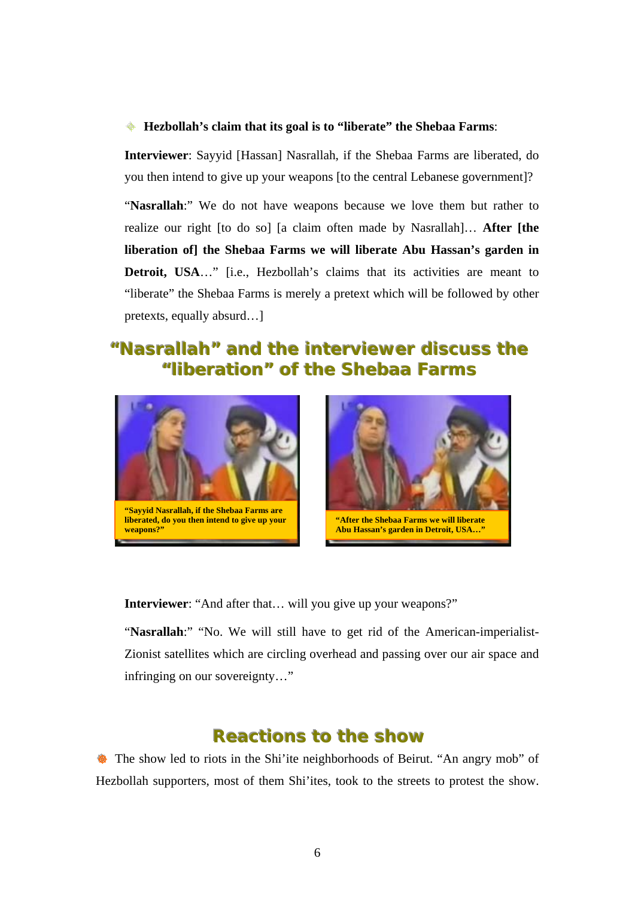- **Hezbollah's claim that its goal is to "liberate" the Shebaa Farms**:

**Interviewer**: Sayyid [Hassan] Nasrallah, if the Shebaa Farms are liberated, do you then intend to give up your weapons [to the central Lebanese government]?

"**Nasrallah**:" We do not have weapons because we love them but rather to realize our right [to do so] [a claim often made by Nasrallah]… **After [the liberation of] the Shebaa Farms we will liberate Abu Hassan's garden in Detroit, USA**…" [i.e., Hezbollah's claims that its activities are meant to "liberate" the Shebaa Farms is merely a pretext which will be followed by other pretexts, equally absurd…]

## "Nasrallah" and the interviewer discuss the "liberation" of the Shebaa Farms

"Sayyid Nasrallah, if the Shebaa Farms are liberated, do you then intend to give up your weapons?"

"After the Shebaa Farms we will liberate Abu Hassan's garden in Detroit, USA…"

**Interviewer**: "And after that… will you give up your weapons?"

"**Nasrallah**:" "No. We will still have to get rid of the American-imperialist-Zionist satellites which are circling overhead and passing over our air space and infringing on our sovereignty…"

## Reactions to the show

- The show led to riots in the Shi'ite neighborhoods of Beirut. "An angry mob" of Hezbollah supporters, most of them Shi'ites, took to the streets to protest the show.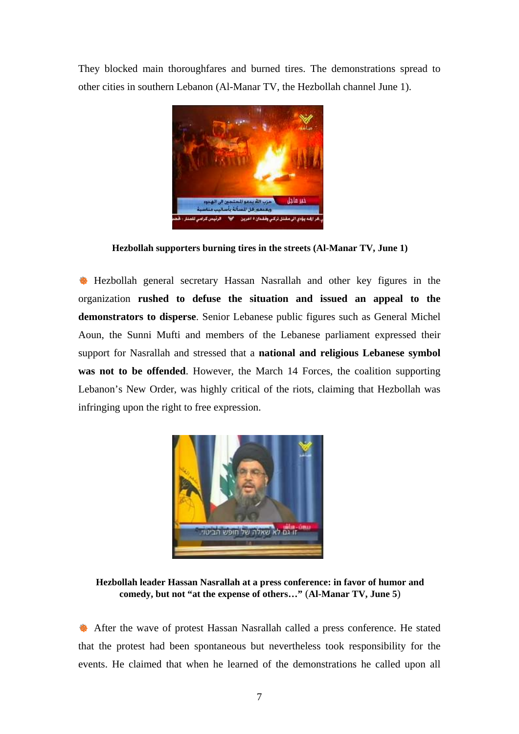They blocked main thoroughfares and burned tires. The demonstrations spread to other cities in southern Lebanon (Al-Manar TV, the Hezbollah channel June 1).

**Hezbollah supporters burning tires in the streets (Al-Manar TV, June 1)**

- Hezbollah general secretary Hassan Nasrallah and other key figures in the organization **rushed to defuse the situation and issued an appeal to the demonstrators to disperse**. Senior Lebanese public figures such as General Michel Aoun, the Sunni Mufti and members of the Lebanese parliament expressed their support for Nasrallah and stressed that a **national and religious Lebanese symbol was not to be offended**. However, the March 14 Forces, the coalition supporting Lebanon's New Order, was highly critical of the riots, claiming that Hezbollah was infringing upon the right to free expression.

**Hezbollah leader Hassan Nasrallah at a press conference: in favor of humor and comedy, but not "at the expense of others…"** (**Al-Manar TV, June 5**)

- After the wave of protest Hassan Nasrallah called a press conference. He stated that the protest had been spontaneous but nevertheless took responsibility for the events. He claimed that when he learned of the demonstrations he called upon all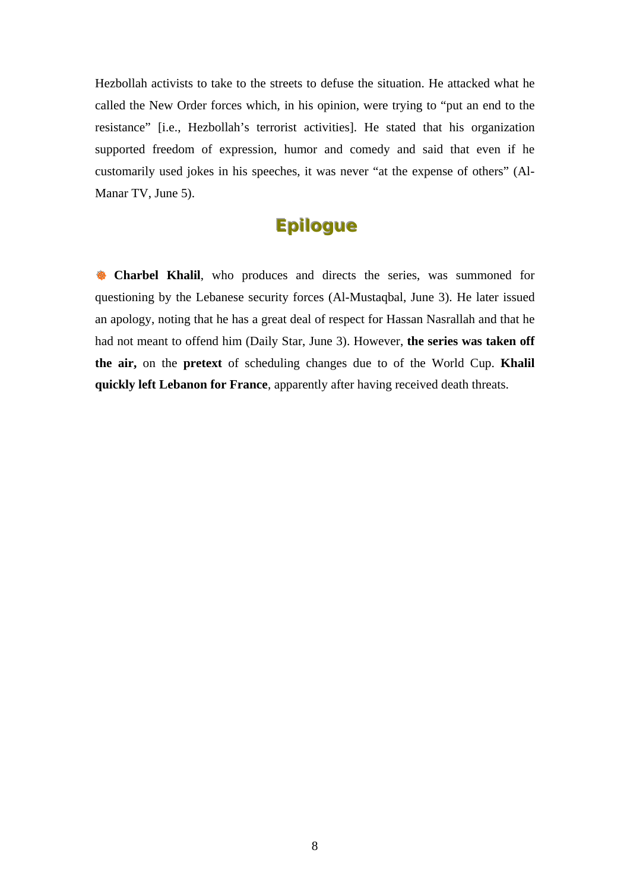Hezbollah activists to take to the streets to defuse the situation. He attacked what he called the New Order forces which, in his opinion, were trying to "put an end to the resistance" [i.e., Hezbollah's terrorist activities]. He stated that his organization supported freedom of expression, humor and comedy and said that even if he customarily used jokes in his speeches, it was never "at the expense of others" (Al-Manar TV, June 5).

## Epilogue

- **Charbel Khalil**, who produces and directs the series, was summoned for questioning by the Lebanese security forces (Al-Mustaqbal, June 3). He later issued an apology, noting that he has a great deal of respect for Hassan Nasrallah and that he had not meant to offend him (Daily Star, June 3). However, **the series was taken off the air,** on the **pretext** of scheduling changes due to of the World Cup. **Khalil quickly left Lebanon for France**, apparently after having received death threats.